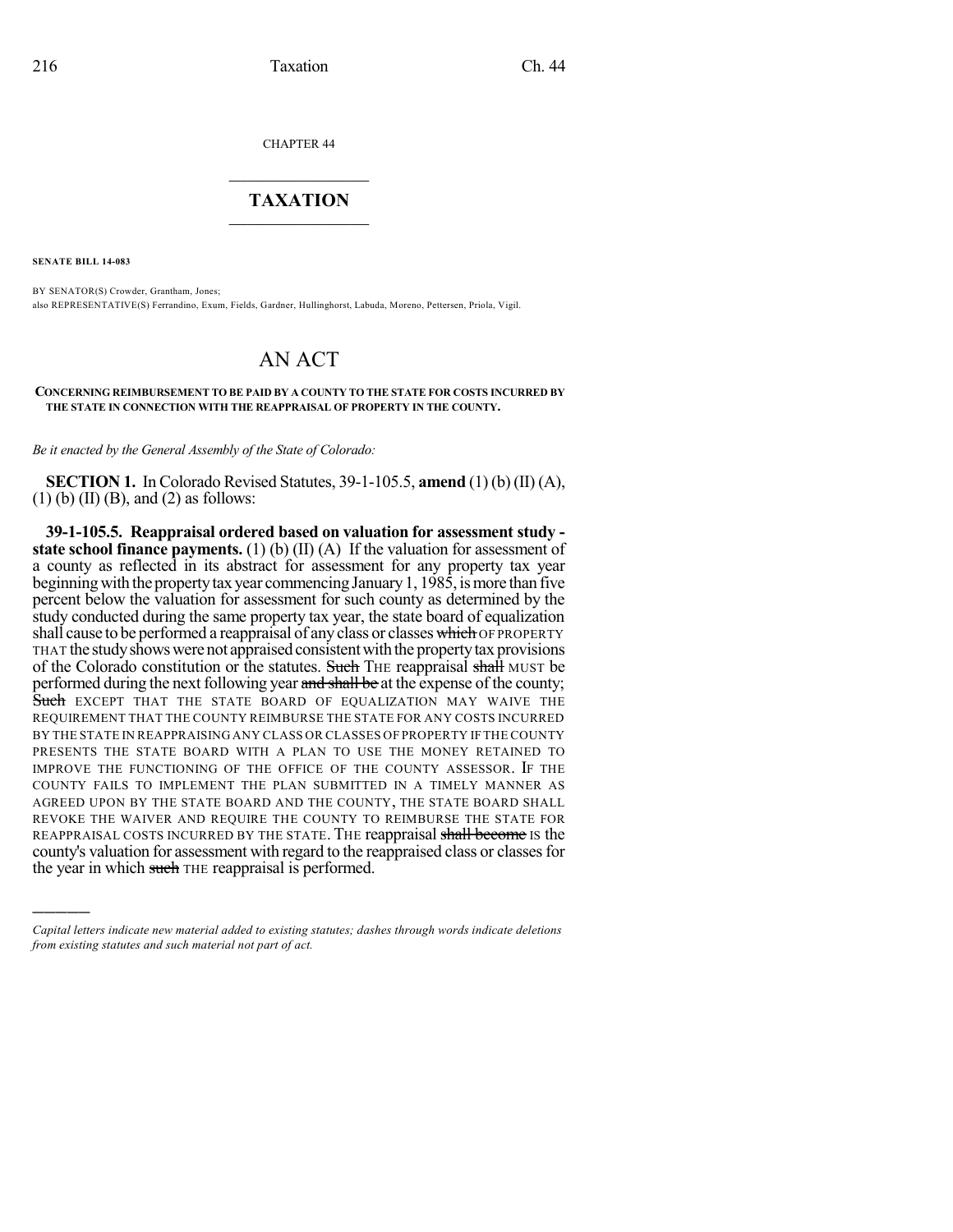CHAPTER 44

# TAXATION

**SENATE BILL 14-083**

BY SENATOR(S) Crowder, Grantham, Jones;
also REPRESENTATIVE(S) Ferrandino, Exum, Fields, Gardner, Hullinghorst, Labuda, Moreno, Pettersen, Priola, Vigil.

# AN ACT

**CONCERNING REIMBURSEMENT TO BE PAID BY A COUNTY TO THE STATE FOR COSTS INCURRED BY THE STATE IN CONNECTION WITH THE REAPPRAISAL OF PROPERTY IN THE COUNTY.**

*Be it enacted by the General Assembly of the State of Colorado:*

**SECTION 1.** In Colorado Revised Statutes, 39-1-105.5, **amend** (1) (b) (II) (A), (1) (b) (II) (B), and (2) as follows:

**39-1-105.5. Reappraisal ordered based on valuation for assessment study - state school finance payments.** (1) (b) (II) (A) If the valuation for assessment of a county as reflected in its abstract for assessment for any property tax year beginning with the property tax year commencing January 1, 1985, is more than five percent below the valuation for assessment for such county as determined by the study conducted during the same property tax year, the state board of equalization shall cause to be performed a reappraisal of any class or classes ~~which~~ OF PROPERTY THAT the study shows were not appraised consistent with the property tax provisions of the Colorado constitution or the statutes. ~~Such~~ THE reappraisal ~~shall~~ MUST be performed during the next following year ~~and shall be~~ at the expense of the county; ~~Such~~ EXCEPT THAT THE STATE BOARD OF EQUALIZATION MAY WAIVE THE REQUIREMENT THAT THE COUNTY REIMBURSE THE STATE FOR ANY COSTS INCURRED BY THE STATE IN REAPPRAISING ANY CLASS OR CLASSES OF PROPERTY IF THE COUNTY PRESENTS THE STATE BOARD WITH A PLAN TO USE THE MONEY RETAINED TO IMPROVE THE FUNCTIONING OF THE OFFICE OF THE COUNTY ASSESSOR. IF THE COUNTY FAILS TO IMPLEMENT THE PLAN SUBMITTED IN A TIMELY MANNER AS AGREED UPON BY THE STATE BOARD AND THE COUNTY, THE STATE BOARD SHALL REVOKE THE WAIVER AND REQUIRE THE COUNTY TO REIMBURSE THE STATE FOR REAPPRAISAL COSTS INCURRED BY THE STATE. THE reappraisal ~~shall become~~ IS the county's valuation for assessment with regard to the reappraised class or classes for the year in which ~~such~~ THE reappraisal is performed.

---

*Capital letters indicate new material added to existing statutes; dashes through words indicate deletions from existing statutes and such material not part of act.*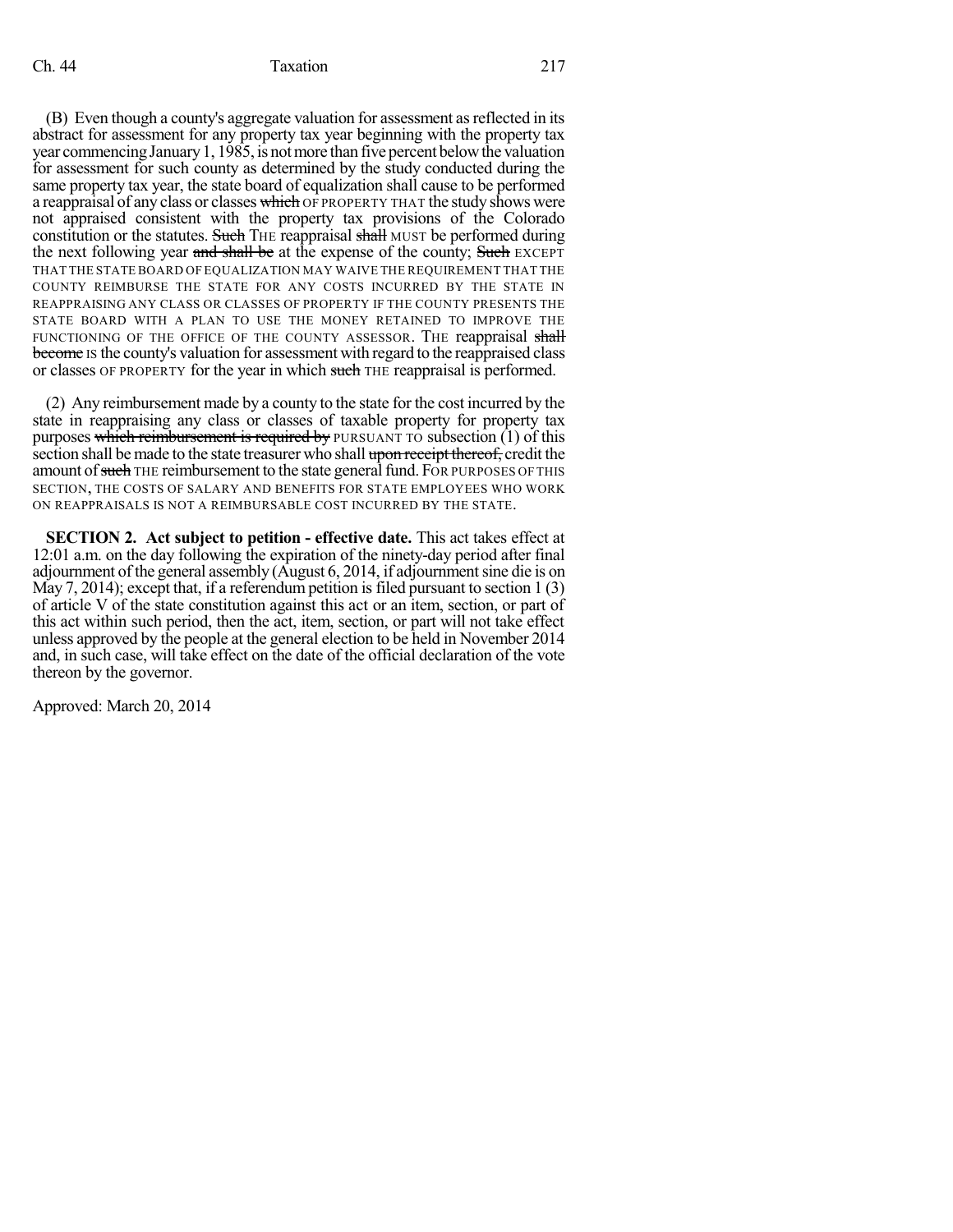(B) Even though a county's aggregate valuation for assessment as reflected in its abstract for assessment for any property tax year beginning with the property tax year commencing January 1, 1985, is not more than five percent below the valuation for assessment for such county as determined by the study conducted during the same property tax year, the state board of equalization shall cause to be performed a reappraisal of any class or classes ~~which~~ OF PROPERTY THAT the study shows were not appraised consistent with the property tax provisions of the Colorado constitution or the statutes. ~~Such~~ THE reappraisal ~~shall~~ MUST be performed during the next following year ~~and shall be~~ at the expense of the county; ~~Such~~ EXCEPT THAT THE STATE BOARD OF EQUALIZATION MAY WAIVE THE REQUIREMENT THAT THE COUNTY REIMBURSE THE STATE FOR ANY COSTS INCURRED BY THE STATE IN REAPPRAISING ANY CLASS OR CLASSES OF PROPERTY IF THE COUNTY PRESENTS THE STATE BOARD WITH A PLAN TO USE THE MONEY RETAINED TO IMPROVE THE FUNCTIONING OF THE OFFICE OF THE COUNTY ASSESSOR. THE reappraisal ~~shall become~~ IS the county's valuation for assessment with regard to the reappraised class or classes OF PROPERTY for the year in which ~~such~~ THE reappraisal is performed.

(2) Any reimbursement made by a county to the state for the cost incurred by the state in reappraising any class or classes of taxable property for property tax purposes ~~which reimbursement is required by~~ PURSUANT TO subsection (1) of this section shall be made to the state treasurer who shall ~~upon receipt thereof,~~ credit the amount of ~~such~~ THE reimbursement to the state general fund. FOR PURPOSES OF THIS SECTION, THE COSTS OF SALARY AND BENEFITS FOR STATE EMPLOYEES WHO WORK ON REAPPRAISALS IS NOT A REIMBURSABLE COST INCURRED BY THE STATE.

**SECTION 2. Act subject to petition - effective date.** This act takes effect at 12:01 a.m. on the day following the expiration of the ninety-day period after final adjournment of the general assembly (August 6, 2014, if adjournment sine die is on May 7, 2014); except that, if a referendum petition is filed pursuant to section 1 (3) of article V of the state constitution against this act or an item, section, or part of this act within such period, then the act, item, section, or part will not take effect unless approved by the people at the general election to be held in November 2014 and, in such case, will take effect on the date of the official declaration of the vote thereon by the governor.

Approved: March 20, 2014